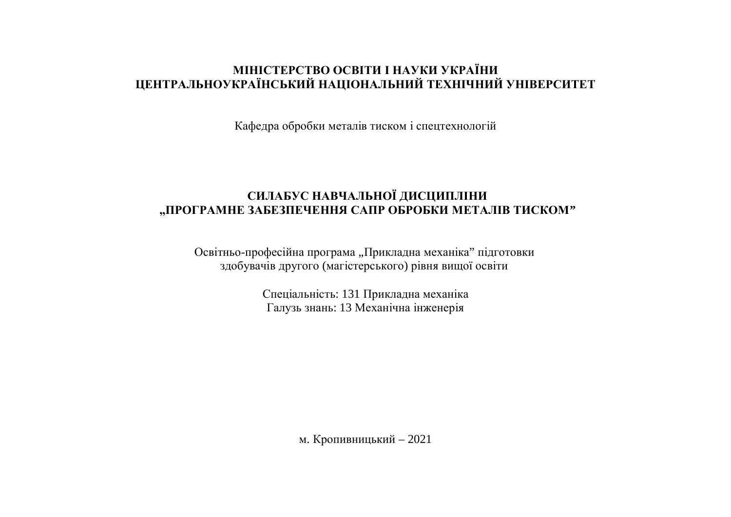**МІНІСТЕРСТВО ОСВІТИ І НАУКИ УКРАЇНИ**
**ЦЕНТРАЛЬНОУКРАЇНСЬКИЙ НАЦІОНАЛЬНИЙ ТЕХНІЧНИЙ УНІВЕРСИТЕТ**

Кафедра обробки металів тиском і спецтехнологій

# СИЛАБУС НАВЧАЛЬНОЇ ДИСЦИПЛІНИ „ПРОГРАМНЕ ЗАБЕЗПЕЧЕННЯ САПР ОБРОБКИ МЕТАЛІВ ТИСКОМ”

Освітньо-професійна програма „Прикладна механіка” підготовки здобувачів другого (магістерського) рівня вищої освіти

Спеціальність: 131 Прикладна механіка
Галузь знань: 13 Механічна інженерія

м. Кропивницький – 2021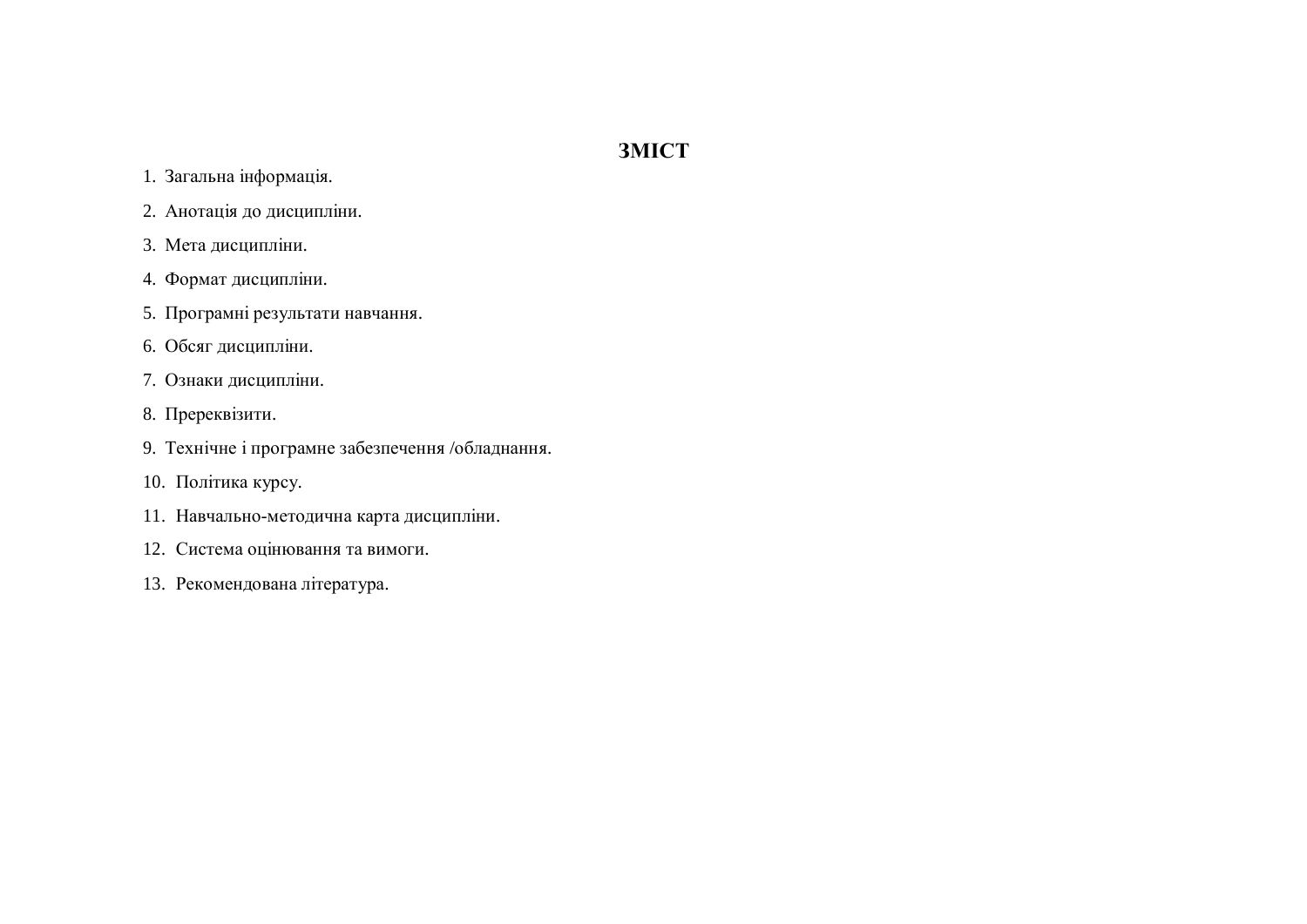# ЗМІСТ

1. Загальна інформація.
2. Анотація до дисципліни.
3. Мета дисципліни.
4. Формат дисципліни.
5. Програмні результати навчання.
6. Обсяг дисципліни.
7. Ознаки дисципліни.
8. Пререквізити.
9. Технічне і програмне забезпечення /обладнання.
10. Політика курсу.
11. Навчально-методична карта дисципліни.
12. Система оцінювання та вимоги.
13. Рекомендована література.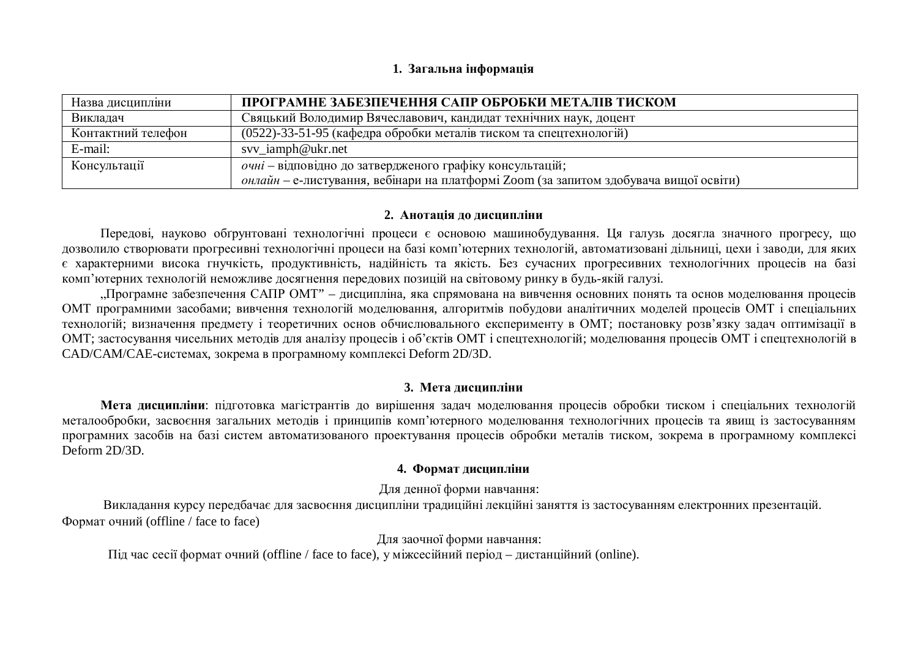## 1. Загальна інформація

| Назва дисципліни | **ПРОГРАМНЕ ЗАБЕЗПЕЧЕННЯ САПР ОБРОБКИ МЕТАЛІВ ТИСКОМ** |
|---|---|
| Викладач | Святський Володимир Вячеславович, кандидат технічних наук, доцент |
| Контактний телефон | (0522)-33-51-95 (кафедра обробки металів тиском та спецтехнологій) |
| E-mail: | svv_iamph@ukr.net |
| Консультації | *очні* – відповідно до затвердженого графіку консультацій;<br>*онлайн* – е-листування, вебінари на платформі Zoom (за запитом здобувача вищої освіти) |

## 2. Анотація до дисципліни

Передові, науково обґрунтовані технологічні процеси є основою машинобудування. Ця галузь досягла значного прогресу, що дозволило створювати прогресивні технологічні процеси на базі комп'ютерних технологій, автоматизовані дільниці, цехи і заводи, для яких є характерними висока гнучкість, продуктивність, надійність та якість. Без сучасних прогресивних технологічних процесів на базі комп'ютерних технологій неможливе досягнення передових позицій на світовому ринку в будь-якій галузі.

„Програмне забезпечення САПР ОМТ" – дисципліна, яка спрямована на вивчення основних понять та основ моделювання процесів ОМТ програмними засобами; вивчення технологій моделювання, алгоритмів побудови аналітичних моделей процесів ОМТ і спеціальних технологій; визначення предмету і теоретичних основ обчислювального експерименту в ОМТ; постановку розв'язку задач оптимізації в ОМТ; застосування чисельних методів для аналізу процесів і об'єктів ОМТ і спецтехнологій; моделювання процесів ОМТ і спецтехнологій в CAD/CAM/CAE-системах, зокрема в програмному комплексі Deform 2D/3D.

## 3. Мета дисципліни

**Мета дисципліни**: підготовка магістрантів до вирішення задач моделювання процесів обробки тиском і спеціальних технологій металообробки, засвоєння загальних методів і принципів комп'ютерного моделювання технологічних процесів та явищ із застосуванням програмних засобів на базі систем автоматизованого проектування процесів обробки металів тиском, зокрема в програмному комплексі Deform 2D/3D.

## 4. Формат дисципліни

Для денної форми навчання:

Викладання курсу передбачає для засвоєння дисципліни традиційні лекційні заняття із застосуванням електронних презентацій. Формат очний (offline / face to face)

Для заочної форми навчання:

Під час сесії формат очний (offline / face to face), у міжсесійний період – дистанційний (online).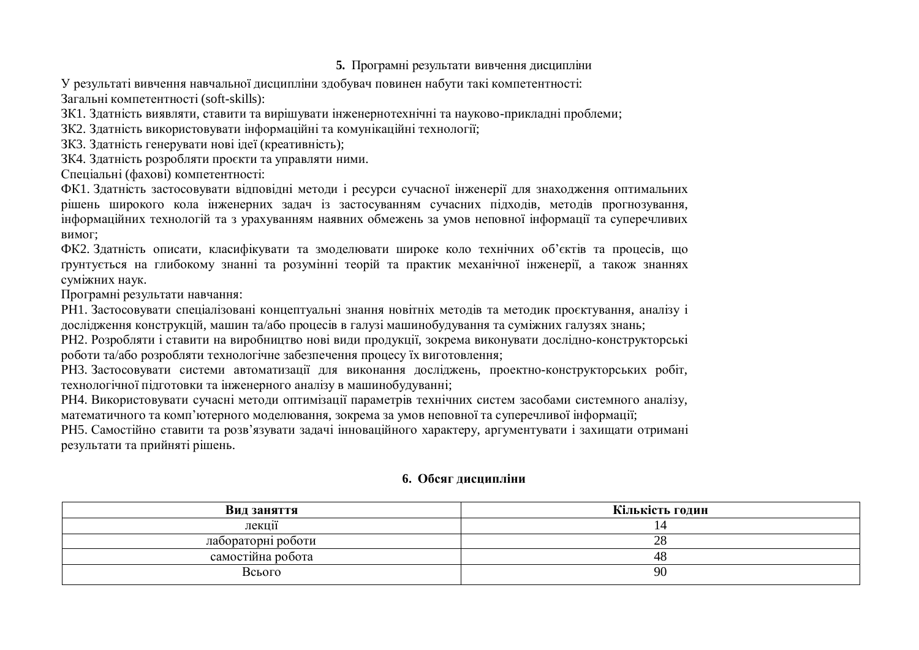## 5. Програмні результати вивчення дисципліни

У результаті вивчення навчальної дисципліни здобувач повинен набути такі компетентності:

Загальні компетентності (soft-skills):

ЗК1. Здатність виявляти, ставити та вирішувати інженернотехнічні та науково-прикладні проблеми;

ЗК2. Здатність використовувати інформаційні та комунікаційні технології;

ЗК3. Здатність генерувати нові ідеї (креативність);

ЗК4. Здатність розробляти проєкти та управляти ними.

Спеціальні (фахові) компетентності:

ФК1. Здатність застосовувати відповідні методи і ресурси сучасної інженерії для знаходження оптимальних рішень широкого кола інженерних задач із застосуванням сучасних підходів, методів прогнозування, інформаційних технологій та з урахуванням наявних обмежень за умов неповної інформаці та суперечливих вимог;

ФК2. Здатність описати, класифікувати та змоделювати широке коло технічних об'єктів та процесів, що ґрунтується на глибокому знанні та розумінні теорій та практик механічної інженерії, а також знаннях суміжних наук.

Програмні результати навчання:

РН1. Застосовувати спеціалізовані концептуальні знання новітніх методів та методик проєктування, аналізу і дослідження конструкцій, машин та/або процесів в галузі машинобудування та суміжних галузях знань;

РН2. Розробляти і ставити на виробництво нові види продукції, зокрема виконувати дослідно-конструкторські роботи та/або розробляти технологічне забезпечення процесу їх виготовлення;

РН3. Застосовувати системи автоматизації для виконання досліджень, проектно-конструкторських робіт, технологічної підготовки та інженерного аналізу в машинобудуванні;

РН4. Використовувати сучасні методи оптимізації параметрів технічних систем засобами системного аналізу, математичного та комп'ютерного моделювання, зокрема за умов неповної та суперечливої інформації;

РН5. Самостійно ставити та розв'язувати задачі інноваційного характеру, аргументувати і захищати отримані результати та прийняті рішень.

## 6. Обсяг дисципліни

| Вид заняття | Кількість годин |
|---|---|
| лекції | 14 |
| лабораторні роботи | 28 |
| самостійна робота | 48 |
| Всього | 90 |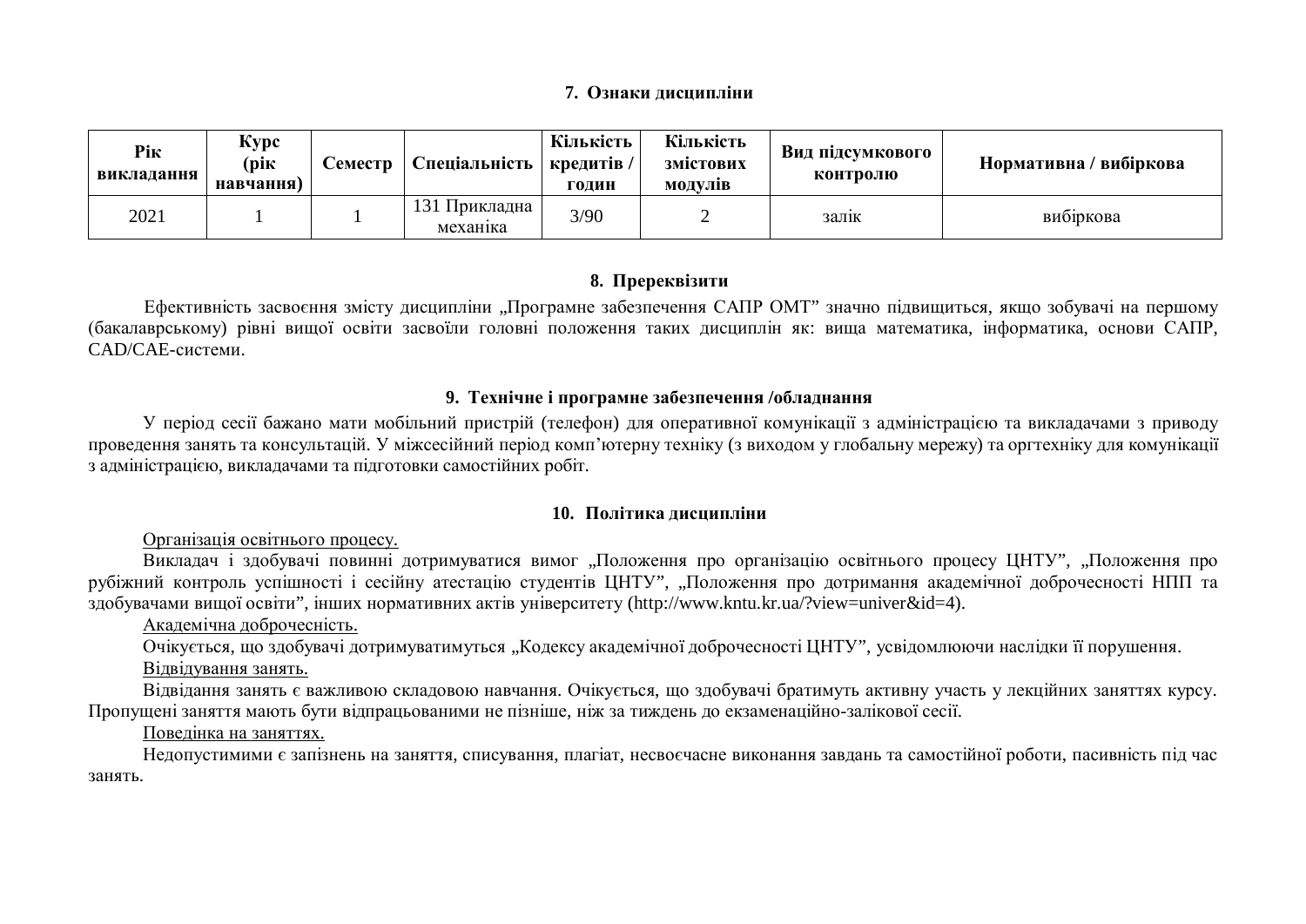## 7. Ознаки дисципліни

| Рік викладання | Курс (рік навчання) | Семестр | Спеціальність | Кількість кредитів / годин | Кількість змістових модулів | Вид підсумкового контролю | Нормативна / вибіркова |
|---|---|---|---|---|---|---|---|
| 2021 | 1 | 1 | 131 Прикладна механіка | 3/90 | 2 | залік | вибіркова |

## 8. Пререквізити

Ефективність засвоєння змісту дисципліни „Програмне забезпечення САПР ОМТ” значно підвищиться, якщо зобувачі на першому (бакалаврському) рівні вищої освіти засвоїли головні положення таких дисциплін як: вища математика, інформатика, основи САПР, CAD/CAE-системи.

## 9. Технічне і програмне забезпечення /обладнання

У період сесії бажано мати мобільний пристрій (телефон) для оперативної комунікації з адміністрацією та викладачами з приводу проведення занять та консультацій. У міжсесійний період комп’ютерну техніку (з виходом у глобальну мережу) та оргтехніку для комунікації з адміністрацією, викладачами та підготовки самостійних робіт.

## 10. Політика дисципліни

Організація освітнього процесу.

Викладач і здобувачі повинні дотримуватися вимог „Положення про організацію освітнього процесу ЦНТУ”, „Положення про рубіжний контроль успішності і сесійну атестацію студентів ЦНТУ”, „Положення про дотримання академічної доброчесності НПП та здобувачами вищої освіти”, інших нормативних актів університету (http://www.kntu.kr.ua/?view=univer&id=4).

Академічна доброчесність.

Очікується, що здобувачі дотримуватимуться „Кодексу академічної доброчесності ЦНТУ”, усвідомлюючи наслідки її порушення.

Відвідування занять.

Відвідання занять є важливою складовою навчання. Очікується, що здобувачі братимуть активну участь у лекційних заняттях курсу. Пропущені заняття мають бути відпрацьованими не пізніше, ніж за тиждень до екзаменаційно-залікової сесії.

Поведінка на заняттях.

Недопустимими є запізнень на заняття, списування, плагіат, несвоєчасне виконання завдань та самостійної роботи, пасивність під час занять.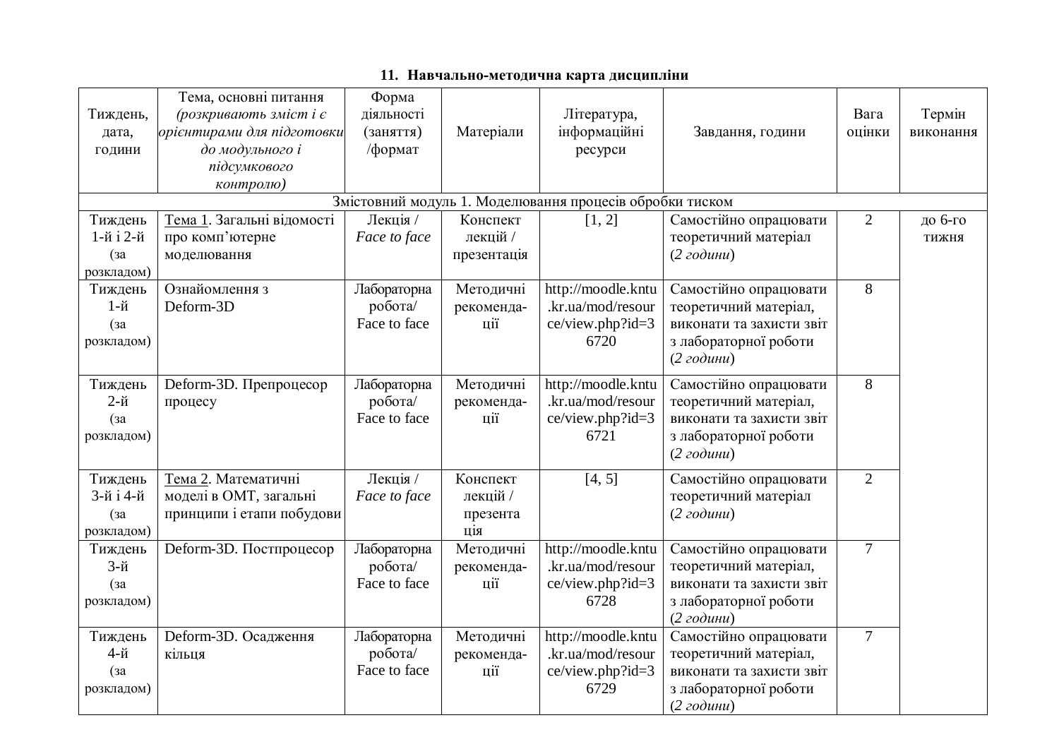### 11. Навчально-методична карта дисципліни

| Тиждень, дата, години | Тема, основні питання *(розкривають зміст і є орієнтирами для підготовки до модульного і підсумкового контролю)* | Форма діяльності (заняття) /формат | Матеріали | Література, інформаційні ресурси | Завдання, години | Вага оцінки | Термін виконання |
|---|---|---|---|---|---|---|---|
| Змістовний модуль 1. Моделювання процесів обробки тиском | | | | | | | |
| Тиждень 1-й і 2-й (за розкладом) | Тема 1. Загальні відомості про комп'ютерне моделювання | Лекція / *Face to face* | Конспект лекцій / презентація | [1, 2] | Самостійно опрацювати теоретичний матеріал (*2 години*) | 2 | до 6-го тижня |
| Тиждень 1-й (за розкладом) | Ознайомлення з Deform-3D | Лабораторна робота/ Face to face | Методичні рекомендації | http://moodle.kntu.kr.ua/mod/resource/view.php?id=36720 | Самостійно опрацювати теоретичний матеріал, виконати та захисти звіт з лабораторної роботи (*2 години*) | 8 | |
| Тиждень 2-й (за розкладом) | Deform-3D. Препроцесор процесу | Лабораторна робота/ Face to face | Методичні рекомендації | http://moodle.kntu.kr.ua/mod/resource/view.php?id=36721 | Самостійно опрацювати теоретичний матеріал, виконати та захисти звіт з лабораторної роботи (*2 години*) | 8 | |
| Тиждень 3-й і 4-й (за розкладом) | Тема 2. Математичні моделі в ОМТ, загальні принципи і етапи побудови | Лекція / *Face to face* | Конспект лекцій / презентація | [4, 5] | Самостійно опрацювати теоретичний матеріал (*2 години*) | 2 | |
| Тиждень 3-й (за розкладом) | Deform-3D. Постпроцесор | Лабораторна робота/ Face to face | Методичні рекомендації | http://moodle.kntu.kr.ua/mod/resource/view.php?id=36728 | Самостійно опрацювати теоретичний матеріал, виконати та захисти звіт з лабораторної роботи (*2 години*) | 7 | |
| Тиждень 4-й (за розкладом) | Deform-3D. Осадження кільця | Лабораторна робота/ Face to face | Методичні рекомендації | http://moodle.kntu.kr.ua/mod/resource/view.php?id=36729 | Самостійно опрацювати теоретичний матеріал, виконати та захисти звіт з лабораторної роботи (*2 години*) | 7 | |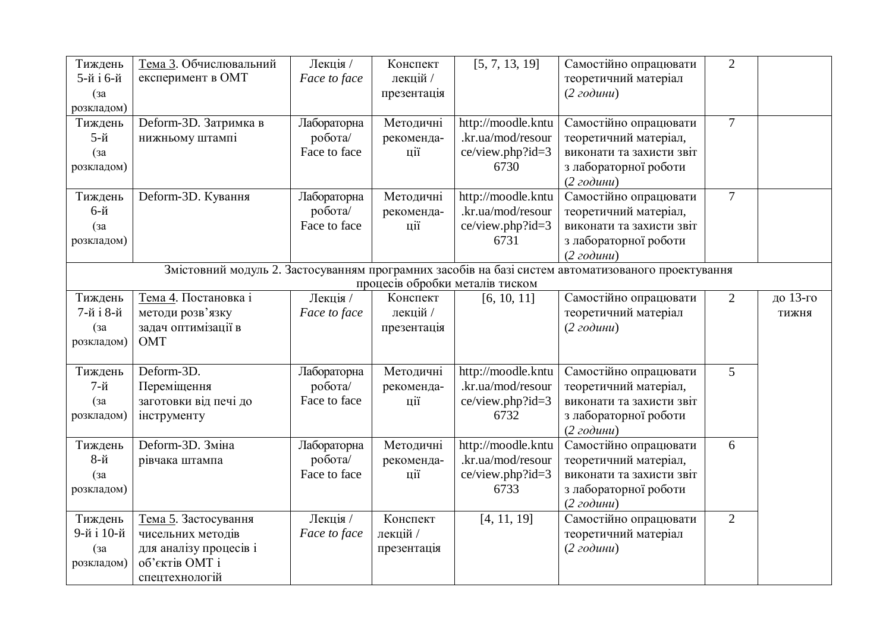| | | | | | | | |
|---|---|---|---|---|---|---|---|
| Тиждень 5-й і 6-й (за розкладом) | Тема 3. Обчислювальний експеримент в ОМТ | Лекція / *Face to face* | Конспект лекцій / презентація | [5, 7, 13, 19] | Самостійно опрацювати теоретичний матеріал (*2 години*) | 2 | |
| Тиждень 5-й (за розкладом) | Deform-3D. Затримка в нижньому штампі | Лабораторна робота/ Face to face | Методичні рекоменда-ції | http://moodle.kntu.kr.ua/mod/resource/view.php?id=36730 | Самостійно опрацювати теоретичний матеріал, виконати та захисти звіт з лабораторної роботи (*2 години*) | 7 | |
| Тиждень 6-й (за розкладом) | Deform-3D. Кування | Лабораторна робота/ Face to face | Методичні рекоменда-ції | http://moodle.kntu.kr.ua/mod/resource/view.php?id=36731 | Самостійно опрацювати теоретичний матеріал, виконати та захисти звіт з лабораторної роботи (*2 години*) | 7 | |
| Змістовний модуль 2. Застосуванням програмних засобів на базі систем автоматизованого проектування процесів обробки металів тиском | | | | | | | |
| Тиждень 7-й і 8-й (за розкладом) | Тема 4. Постановка і методи розв'язку задач оптимізації в ОМТ | Лекція / *Face to face* | Конспект лекцій / презентація | [6, 10, 11] | Самостійно опрацювати теоретичний матеріал (*2 години*) | 2 | до 13-го тижня |
| Тиждень 7-й (за розкладом) | Deform-3D. Переміщення заготовки від печі до інструменту | Лабораторна робота/ Face to face | Методичні рекоменда-ції | http://moodle.kntu.kr.ua/mod/resource/view.php?id=36732 | Самостійно опрацювати теоретичний матеріал, виконати та захисти звіт з лабораторної роботи (*2 години*) | 5 | |
| Тиждень 8-й (за розкладом) | Deform-3D. Зміна рівчака штампа | Лабораторна робота/ Face to face | Методичні рекоменда-ції | http://moodle.kntu.kr.ua/mod/resource/view.php?id=36733 | Самостійно опрацювати теоретичний матеріал, виконати та захисти звіт з лабораторної роботи (*2 години*) | 6 | |
| Тиждень 9-й і 10-й (за розкладом) | Тема 5. Застосування чисельних методів для аналізу процесів і об'єктів ОМТ і спецтехнологій | Лекція / *Face to face* | Конспект лекцій / презентація | [4, 11, 19] | Самостійно опрацювати теоретичний матеріал (*2 години*) | 2 | |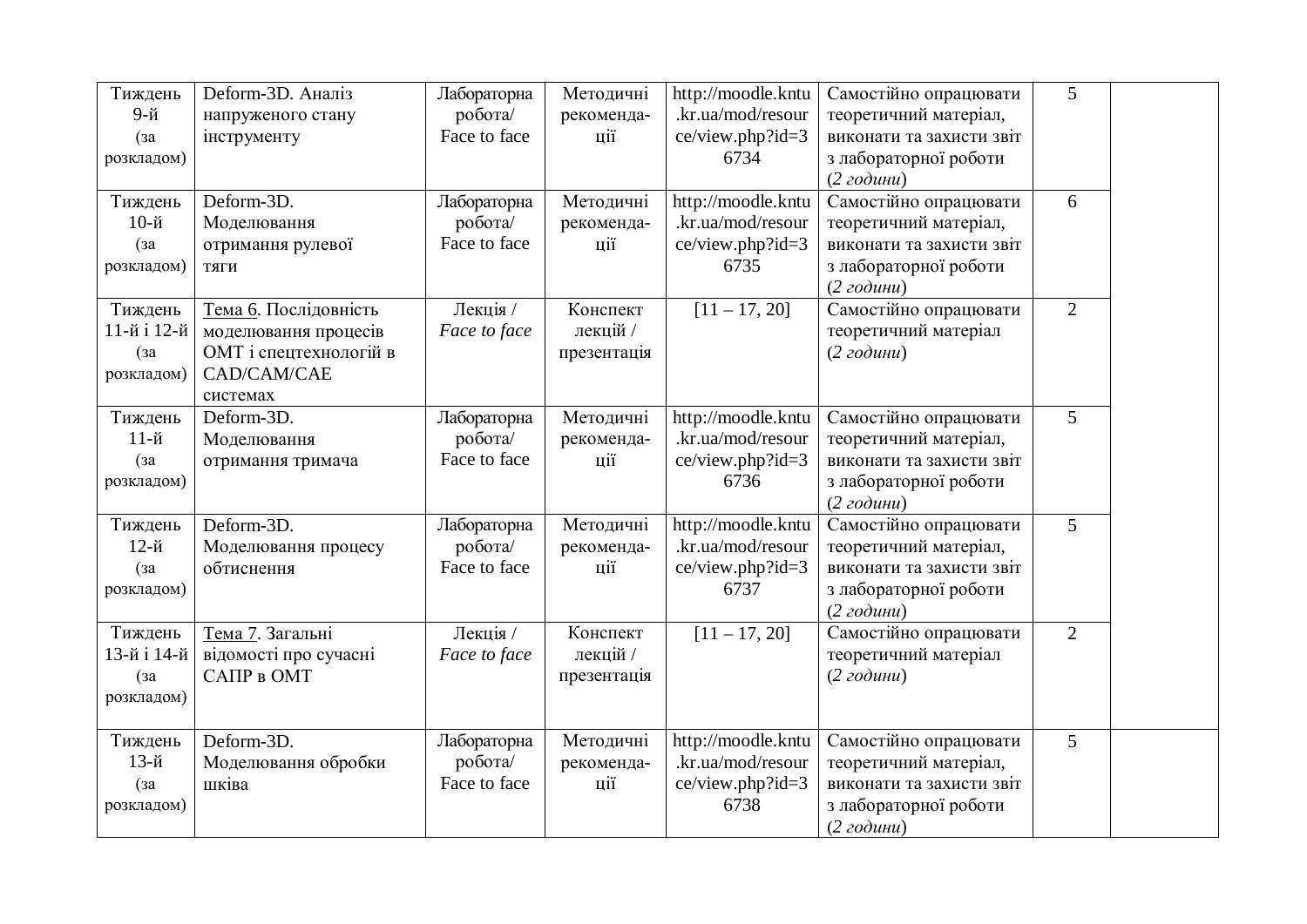| Тиждень 9-й (за розкладом) | Deform-3D. Аналіз напруженого стану інструменту | Лабораторна робота/ Face to face | Методичні рекомендації | http://moodle.kntu.kr.ua/mod/resource/view.php?id=36734 | Самостійно опрацювати теоретичний матеріал, виконати та захисти звіт з лабораторної роботи (*2 години*) | 5 | |
|---|---|---|---|---|---|---|---|
| Тиждень 10-й (за розкладом) | Deform-3D. Моделювання отримання рулевої тяги | Лабораторна робота/ Face to face | Методичні рекомендації | http://moodle.kntu.kr.ua/mod/resource/view.php?id=36735 | Самостійно опрацювати теоретичний матеріал, виконати та захисти звіт з лабораторної роботи (*2 години*) | 6 | |
| Тиждень 11-й і 12-й (за розкладом) | Тема 6. Послідовність моделювання процесів ОМТ і спецтехнологій в CAD/CAM/CAE системах | Лекція / *Face to face* | Конспект лекцій / презентація | [11 – 17, 20] | Самостійно опрацювати теоретичний матеріал (*2 години*) | 2 | |
| Тиждень 11-й (за розкладом) | Deform-3D. Моделювання отримання тримача | Лабораторна робота/ Face to face | Методичні рекомендації | http://moodle.kntu.kr.ua/mod/resource/view.php?id=36736 | Самостійно опрацювати теоретичний матеріал, виконати та захисти звіт з лабораторної роботи (*2 години*) | 5 | |
| Тиждень 12-й (за розкладом) | Deform-3D. Моделювання процесу обтиснення | Лабораторна робота/ Face to face | Методичні рекомендації | http://moodle.kntu.kr.ua/mod/resource/view.php?id=36737 | Самостійно опрацювати теоретичний матеріал, виконати та захисти звіт з лабораторної роботи (*2 години*) | 5 | |
| Тиждень 13-й і 14-й (за розкладом) | Тема 7. Загальні відомості про сучасні САПР в ОМТ | Лекція / *Face to face* | Конспект лекцій / презентація | [11 – 17, 20] | Самостійно опрацювати теоретичний матеріал (*2 години*) | 2 | |
| Тиждень 13-й (за розкладом) | Deform-3D. Моделювання обробки шківа | Лабораторна робота/ Face to face | Методичні рекомендації | http://moodle.kntu.kr.ua/mod/resource/view.php?id=36738 | Самостійно опрацювати теоретичний матеріал, виконати та захисти звіт з лабораторної роботи (*2 години*) | 5 | |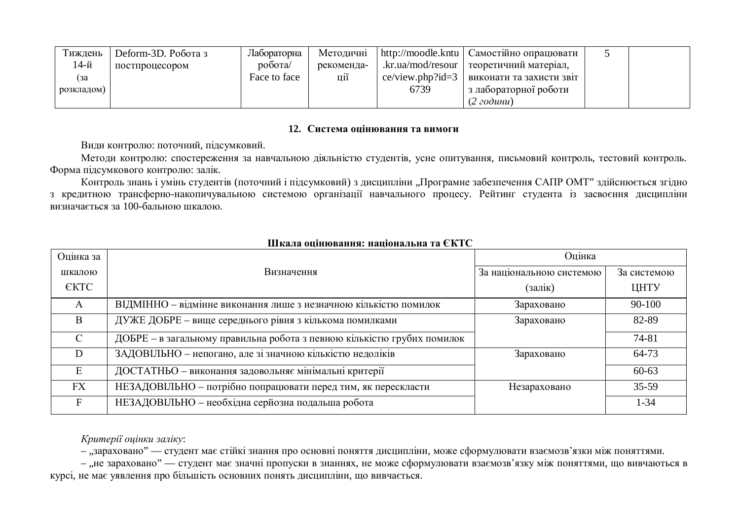| Тиждень 14-й (за розкладом) | Deform-3D. Робота з постпроцесором | Лабораторна робота/ Face to face | Методичні рекоменда-ції | http://moodle.kntu.kr.ua/mod/resource/view.php?id=36739 | Самостійно опрацювати теоретичний матеріал, виконати та захисти звіт з лабораторної роботи (*2 години*) | 5 | |
|---|---|---|---|---|---|---|---|

## 12. Система оцінювання та вимоги

Види контролю: поточний, підсумковий.

Методи контролю: спостереження за навчальною діяльністю студентів, усне опитування, письмовий контроль, тестовий контроль. Форма підсумкового контролю: залік.

Контроль знань і умінь студентів (поточний і підсумковий) з дисципліни „Програмне забезпечення САПР ОМТ" здійснюється згідно з кредитною трансферно-накопичувальною системою організації навчального процесу. Рейтинг студента із засвоєння дисципліни визначається за 100-бальною шкалою.

**Шкала оцінювання: національна та ЄКТС**

| Оцінка за шкалою ЄКТС | Визначення | Оцінка | |
|---|---|---|---|
| | | За національною системою (залік) | За системою ЦНТУ |
| A | ВІДМІННО – відмінне виконання лише з незначною кількістю помилок | Зараховано | 90-100 |
| B | ДУЖЕ ДОБРЕ – вище середнього рівня з кількома помилками | Зараховано | 82-89 |
| C | ДОБРЕ – в загальному правильна робота з певною кількістю грубих помилок | | 74-81 |
| D | ЗАДОВІЛЬНО – непогано, але зі значною кількістю недоліків | Зараховано | 64-73 |
| E | ДОСТАТНЬО – виконання задовольняє мінімальні критерії | | 60-63 |
| FX | НЕЗАДОВІЛЬНО – потрібно попрацювати перед тим, як перескласти | Незараховано | 35-59 |
| F | НЕЗАДОВІЛЬНО – необхідна серйозна подальша робота | | 1-34 |

*Критерії оцінки заліку*:

– „зараховано" — студент має стійкі знання про основні поняття дисципліни, може сформулювати взаємозв'язки між поняттями.

– „не зараховано" — студент має значні пропуски в знаннях, не може сформулювати взаємозв'язку між поняттями, що вивчаються в курсі, не має уявлення про більшість основних понять дисципліни, що вивчається.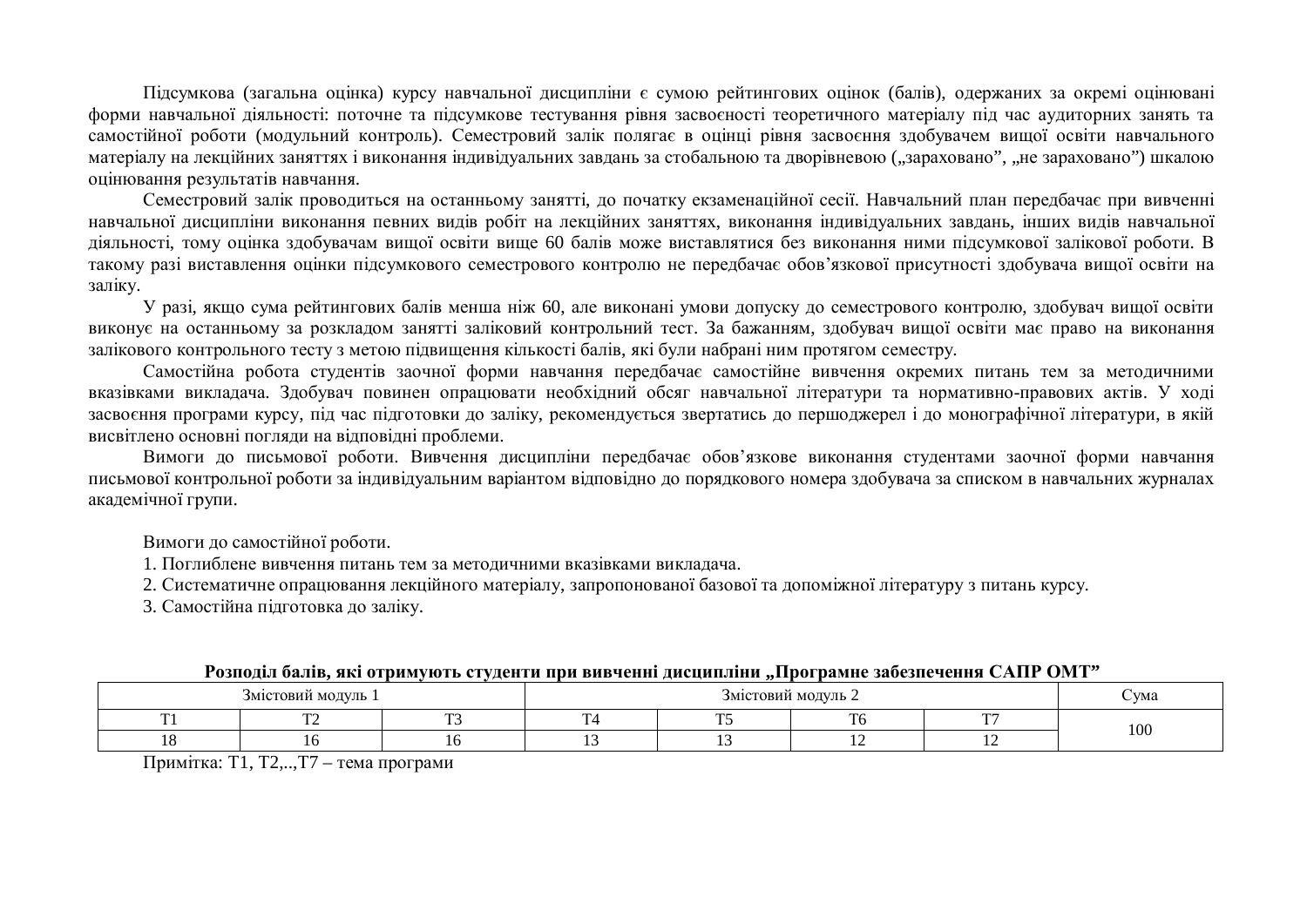Підсумкова (загальна оцінка) курсу навчальної дисципліни є сумою рейтингових оцінок (балів), одержаних за окремі оцінювані форми навчальної діяльності: поточне та підсумкове тестування рівня засвоєності теоретичного матеріалу під час аудиторних занять та самостійної роботи (модульний контроль). Семестровий залік полягає в оцінці рівня засвоєння здобувачем вищої освіти навчального матеріалу на лекційних заняттях і виконання індивідуальних завдань за стобальною та дворівневою („зараховано", „не зараховано") шкалою оцінювання результатів навчання.

Семестровий залік проводиться на останньому занятті, до початку екзаменаційної сесії. Навчальний план передбачає при вивченні навчальної дисципліни виконання певних видів робіт на лекційних заняттях, виконання індивідуальних завдань, інших видів навчальної діяльності, тому оцінка здобувачам вищої освіти вище 60 балів може виставлятися без виконання ними підсумкової залікової роботи. В такому разі виставлення оцінки підсумкового семестрового контролю не передбачає обов'язкової присутності здобувача вищої освіти на заліку.

У разі, якщо сума рейтингових балів менша ніж 60, але виконані умови допуску до семестрового контролю, здобувач вищої освіти виконує на останньому за розкладом занятті заліковий контрольний тест. За бажанням, здобувач вищої освіти має право на виконання залікового контрольного тесту з метою підвищення кількості балів, які були набрані ним протягом семестру.

Самостійна робота студентів заочної форми навчання передбачає самостійне вивчення окремих питань тем за методичними вказівками викладача. Здобувач повинен опрацювати необхідний обсяг навчальної літератури та нормативно-правових актів. У ході засвоєння програми курсу, під час підготовки до заліку, рекомендується звертатись до першоджерел і до монографічної літератури, в якій висвітлено основні погляди на відповідні проблеми.

Вимоги до письмової роботи. Вивчення дисципліни передбачає обов'язкове виконання студентами заочної форми навчання письмової контрольної роботи за індивідуальним варіантом відповідно до порядкового номера здобувача за списком в навчальних журналах академічної групи.

Вимоги до самостійної роботи.

1. Поглиблене вивчення питань тем за методичними вказівками викладача.
2. Систематичне опрацювання лекційного матеріалу, запропонованої базової та допоміжної літературу з питань курсу.
3. Самостійна підготовка до заліку.

**Розподіл балів, які отримують студенти при вивченні дисципліни „Програмне забезпечення САПР ОМТ"**

| Змістовий модуль 1 | | | Змістовий модуль 2 | | | | Сума |
|---|---|---|---|---|---|---|---|
| Т1 | Т2 | Т3 | Т4 | Т5 | Т6 | Т7 | 100 |
| 18 | 16 | 16 | 13 | 13 | 12 | 12 | |

Примітка: Т1, Т2,..,Т7 – тема програми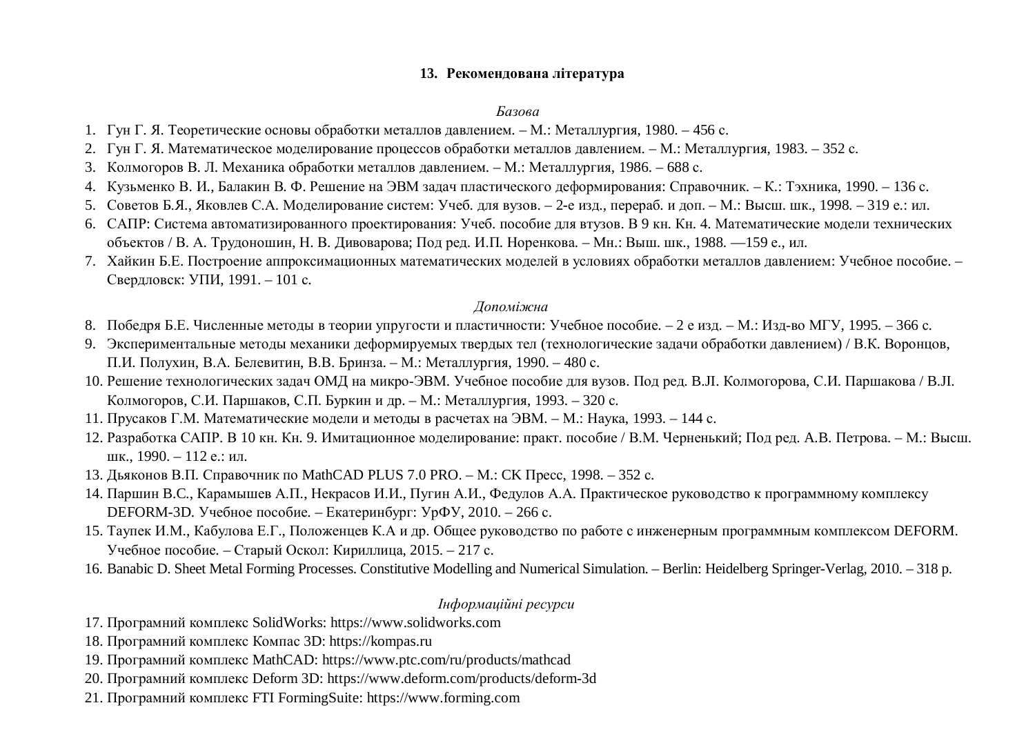## 13. Рекомендована література

*Базова*

1. Гун Г. Я. Теоретические основы обработки металлов давлением. – М.: Металлургия, 1980. – 456 с.
2. Гун Г. Я. Математическое моделирование процессов обработки металлов давлением. – М.: Металлургия, 1983. – 352 с.
3. Колмогоров В. Л. Механика обработки металлов давлением. – М.: Металлургия, 1986. – 688 с.
4. Кузьменко В. И., Балакин В. Ф. Решение на ЭВМ задач пластического деформирования: Справочник. – К.: Тэхника, 1990. – 136 с.
5. Советов Б.Я., Яковлев С.А. Моделирование систем: Учеб. для вузов. – 2-е изд., перераб. и доп. – М.: Высш. шк., 1998. – 319 е.: ил.
6. САПР: Система автоматизированного проектирования: Учеб. пособие для втузов. В 9 кн. Кн. 4. Математические модели технических объектов / В. А. Трудоношин, Н. В. Диворарова; Под ред. И.П. Норенкова. – Мн.: Выш. шк., 1988. —159 е., ил.
7. Хайкин Б.Е. Построение аппроксимационных математических моделей в условиях обработки металлов давлением: Учебное пособие. – Свердловск: УПИ, 1991. – 101 с.

*Допоміжна*

8. Победря Б.Е. Численные методы в теории упругости и пластичности: Учебное пособие. – 2 е изд. – М.: Изд-во МГУ, 1995. – 366 с.
9. Экспериментальные методы механики деформируемых твердых тел (технологические задачи обработки давлением) / В.К. Воронцов, П.И. Полухин, В.А. Белевитин, В.В. Бринза. – М.: Металлургия, 1990. – 480 с.
10. Решение технологических задач ОМД на микро-ЭВМ. Учебное пособие для вузов. Под ред. В.Л. Колмогорова, С.И. Паршакова / В.Л. Колмогоров, С.И. Паршаков, С.П. Буркин и др. – М.: Металлургия, 1993. – 320 с.
11. Прусаков Г.М. Математические модели и методы в расчетах на ЭВМ. – М.: Наука, 1993. – 144 с.
12. Разработка САПР. В 10 кн. Кн. 9. Имитационное моделирование: практ. пособие / В.М. Черненький; Под ред. А.В. Петрова. – М.: Высш. шк., 1990. – 112 е.: ил.
13. Дьяконов В.П. Справочник по MathCAD PLUS 7.0 PRO. – М.: СК Пресс, 1998. – 352 с.
14. Паршин В.С., Карамышев А.П., Некрасов И.И., Пугин А.И., Федулов А.А. Практическое руководство к программному комплексу DEFORM-3D. Учебное пособие. – Екатеринбург: УрФУ, 2010. – 266 с.
15. Таупек И.М., Кабулова Е.Г., Положенцев К.А и др. Общее руководство по работе с инженерным программным комплексом DEFORM. Учебное пособие. – Старый Оскол: Кириллица, 2015. – 217 с.
16. Banabic D. Sheet Metal Forming Processes. Constitutive Modelling and Numerical Simulation. – Berlin: Heidelberg Springer-Verlag, 2010. – 318 p.

*Інформаційні ресурси*

17. Програмний комплекс SolidWorks: https://www.solidworks.com
18. Програмний комплекс Компас 3D: https://kompas.ru
19. Програмний комплекс MathCAD: https://www.ptc.com/ru/products/mathcad
20. Програмний комплекс Deform 3D: https://www.deform.com/products/deform-3d
21. Програмний комплекс FTI FormingSuite: https://www.forming.com